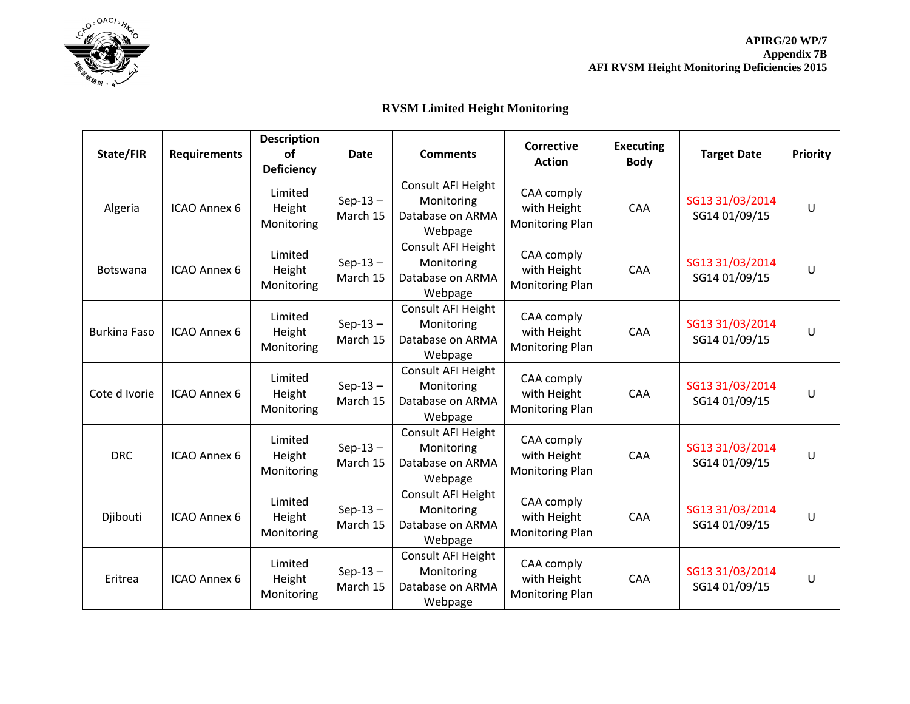APIRG/20 WP/7
Appendix 7B
AFI RVSM Height Monitoring Deficiencies 2015

## RVSM Limited Height Monitoring

| State/FIR | Requirements | Description of Deficiency | Date | Comments | Corrective Action | Executing Body | Target Date | Priority |
|---|---|---|---|---|---|---|---|---|
| Algeria | ICAO Annex 6 | Limited Height Monitoring | Sep-13 – March 15 | Consult AFI Height Monitoring Database on ARMA Webpage | CAA comply with Height Monitoring Plan | CAA | SG13 31/03/2014 SG14 01/09/15 | U |
| Botswana | ICAO Annex 6 | Limited Height Monitoring | Sep-13 – March 15 | Consult AFI Height Monitoring Database on ARMA Webpage | CAA comply with Height Monitoring Plan | CAA | SG13 31/03/2014 SG14 01/09/15 | U |
| Burkina Faso | ICAO Annex 6 | Limited Height Monitoring | Sep-13 – March 15 | Consult AFI Height Monitoring Database on ARMA Webpage | CAA comply with Height Monitoring Plan | CAA | SG13 31/03/2014 SG14 01/09/15 | U |
| Cote d Ivorie | ICAO Annex 6 | Limited Height Monitoring | Sep-13 – March 15 | Consult AFI Height Monitoring Database on ARMA Webpage | CAA comply with Height Monitoring Plan | CAA | SG13 31/03/2014 SG14 01/09/15 | U |
| DRC | ICAO Annex 6 | Limited Height Monitoring | Sep-13 – March 15 | Consult AFI Height Monitoring Database on ARMA Webpage | CAA comply with Height Monitoring Plan | CAA | SG13 31/03/2014 SG14 01/09/15 | U |
| Djibouti | ICAO Annex 6 | Limited Height Monitoring | Sep-13 – March 15 | Consult AFI Height Monitoring Database on ARMA Webpage | CAA comply with Height Monitoring Plan | CAA | SG13 31/03/2014 SG14 01/09/15 | U |
| Eritrea | ICAO Annex 6 | Limited Height Monitoring | Sep-13 – March 15 | Consult AFI Height Monitoring Database on ARMA Webpage | CAA comply with Height Monitoring Plan | CAA | SG13 31/03/2014 SG14 01/09/15 | U |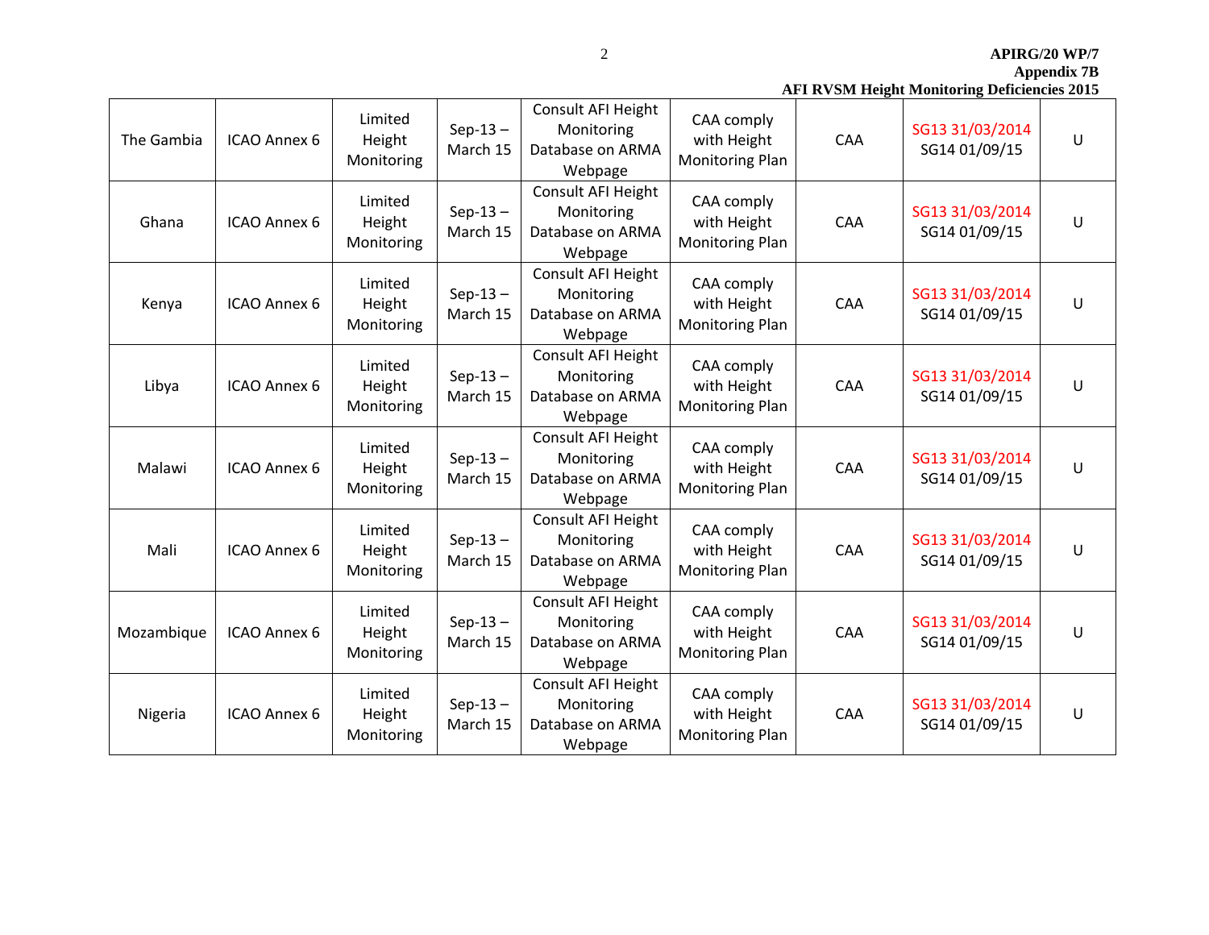| The Gambia | ICAO Annex 6 | Limited Height Monitoring | Sep-13 – March 15 | Consult AFI Height Monitoring Database on ARMA Webpage | CAA comply with Height Monitoring Plan | CAA | SG13 31/03/2014 SG14 01/09/15 | U |
|---|---|---|---|---|---|---|---|---|
| Ghana | ICAO Annex 6 | Limited Height Monitoring | Sep-13 – March 15 | Consult AFI Height Monitoring Database on ARMA Webpage | CAA comply with Height Monitoring Plan | CAA | SG13 31/03/2014 SG14 01/09/15 | U |
| Kenya | ICAO Annex 6 | Limited Height Monitoring | Sep-13 – March 15 | Consult AFI Height Monitoring Database on ARMA Webpage | CAA comply with Height Monitoring Plan | CAA | SG13 31/03/2014 SG14 01/09/15 | U |
| Libya | ICAO Annex 6 | Limited Height Monitoring | Sep-13 – March 15 | Consult AFI Height Monitoring Database on ARMA Webpage | CAA comply with Height Monitoring Plan | CAA | SG13 31/03/2014 SG14 01/09/15 | U |
| Malawi | ICAO Annex 6 | Limited Height Monitoring | Sep-13 – March 15 | Consult AFI Height Monitoring Database on ARMA Webpage | CAA comply with Height Monitoring Plan | CAA | SG13 31/03/2014 SG14 01/09/15 | U |
| Mali | ICAO Annex 6 | Limited Height Monitoring | Sep-13 – March 15 | Consult AFI Height Monitoring Database on ARMA Webpage | CAA comply with Height Monitoring Plan | CAA | SG13 31/03/2014 SG14 01/09/15 | U |
| Mozambique | ICAO Annex 6 | Limited Height Monitoring | Sep-13 – March 15 | Consult AFI Height Monitoring Database on ARMA Webpage | CAA comply with Height Monitoring Plan | CAA | SG13 31/03/2014 SG14 01/09/15 | U |
| Nigeria | ICAO Annex 6 | Limited Height Monitoring | Sep-13 – March 15 | Consult AFI Height Monitoring Database on ARMA Webpage | CAA comply with Height Monitoring Plan | CAA | SG13 31/03/2014 SG14 01/09/15 | U |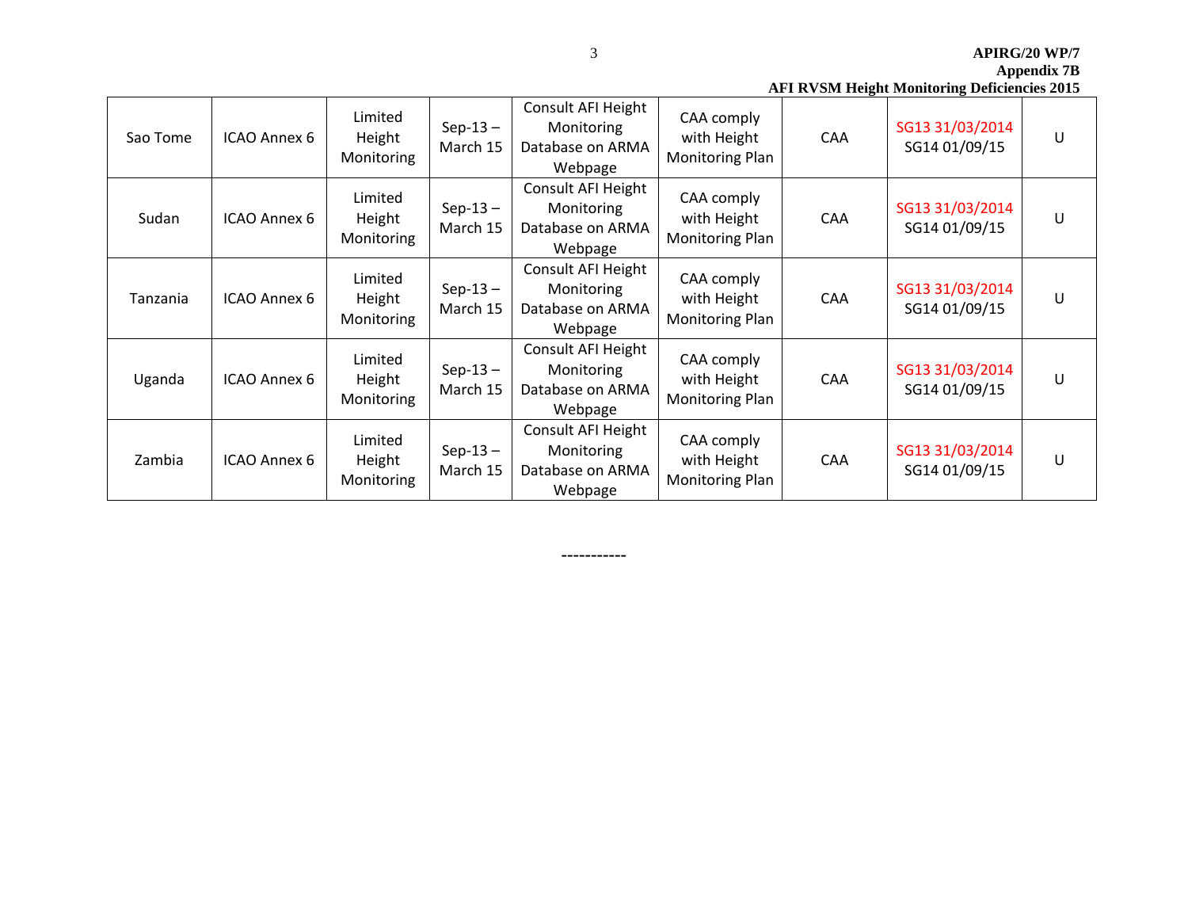| | | | | | | | | |
|---|---|---|---|---|---|---|---|---|
| Sao Tome | ICAO Annex 6 | Limited Height Monitoring | Sep-13 – March 15 | Consult AFI Height Monitoring Database on ARMA Webpage | CAA comply with Height Monitoring Plan | CAA | SG13 31/03/2014 SG14 01/09/15 | U |
| Sudan | ICAO Annex 6 | Limited Height Monitoring | Sep-13 – March 15 | Consult AFI Height Monitoring Database on ARMA Webpage | CAA comply with Height Monitoring Plan | CAA | SG13 31/03/2014 SG14 01/09/15 | U |
| Tanzania | ICAO Annex 6 | Limited Height Monitoring | Sep-13 – March 15 | Consult AFI Height Monitoring Database on ARMA Webpage | CAA comply with Height Monitoring Plan | CAA | SG13 31/03/2014 SG14 01/09/15 | U |
| Uganda | ICAO Annex 6 | Limited Height Monitoring | Sep-13 – March 15 | Consult AFI Height Monitoring Database on ARMA Webpage | CAA comply with Height Monitoring Plan | CAA | SG13 31/03/2014 SG14 01/09/15 | U |
| Zambia | ICAO Annex 6 | Limited Height Monitoring | Sep-13 – March 15 | Consult AFI Height Monitoring Database on ARMA Webpage | CAA comply with Height Monitoring Plan | CAA | SG13 31/03/2014 SG14 01/09/15 | U |

-----------